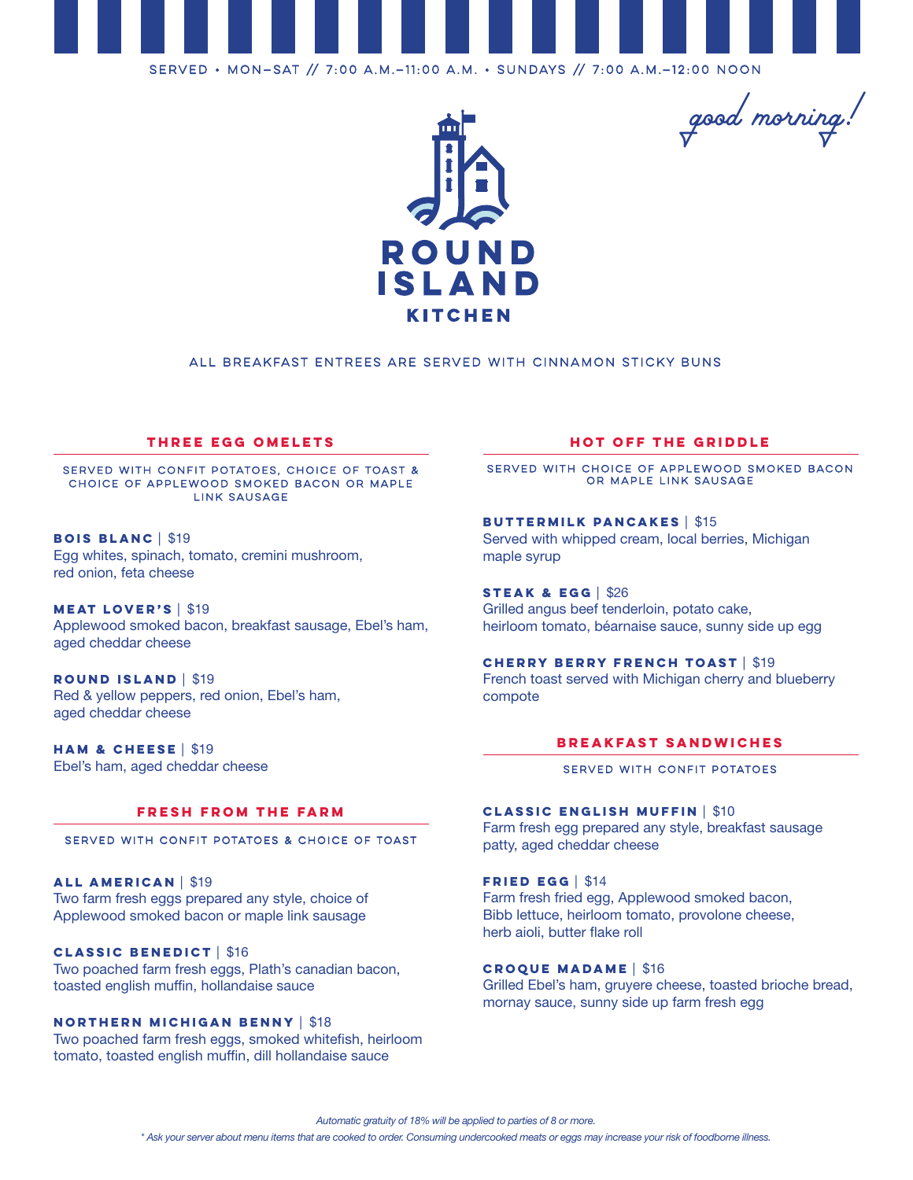SERVED • MON–SAT // 7:00 A.M.–11:00 A.M. • SUNDAYS // 7:00 A.M.–12:00 NOON

*good morning!*

# ROUND ISLAND KITCHEN

ALL BREAKFAST ENTREES ARE SERVED WITH CINNAMON STICKY BUNS

## THREE EGG OMELETS

SERVED WITH CONFIT POTATOES, CHOICE OF TOAST & CHOICE OF APPLEWOOD SMOKED BACON OR MAPLE LINK SAUSAGE

**BOIS BLANC** | $19
Egg whites, spinach, tomato, cremini mushroom, red onion, feta cheese

**MEAT LOVER'S** | $19
Applewood smoked bacon, breakfast sausage, Ebel's ham, aged cheddar cheese

**ROUND ISLAND** | $19
Red & yellow peppers, red onion, Ebel's ham, aged cheddar cheese

**HAM & CHEESE** | $19
Ebel's ham, aged cheddar cheese

## FRESH FROM THE FARM

SERVED WITH CONFIT POTATOES & CHOICE OF TOAST

**ALL AMERICAN** | $19
Two farm fresh eggs prepared any style, choice of Applewood smoked bacon or maple link sausage

**CLASSIC BENEDICT** | $16
Two poached farm fresh eggs, Plath's canadian bacon, toasted english muffin, hollandaise sauce

**NORTHERN MICHIGAN BENNY** | $18
Two poached farm fresh eggs, smoked whitefish, heirloom tomato, toasted english muffin, dill hollandaise sauce

## HOT OFF THE GRIDDLE

SERVED WITH CHOICE OF APPLEWOOD SMOKED BACON OR MAPLE LINK SAUSAGE

**BUTTERMILK PANCAKES** | $15
Served with whipped cream, local berries, Michigan maple syrup

**STEAK & EGG** | $26
Grilled angus beef tenderloin, potato cake, heirloom tomato, béarnaise sauce, sunny side up egg

**CHERRY BERRY FRENCH TOAST** | $19
French toast served with Michigan cherry and blueberry compote

## BREAKFAST SANDWICHES

SERVED WITH CONFIT POTATOES

**CLASSIC ENGLISH MUFFIN** | $10
Farm fresh egg prepared any style, breakfast sausage patty, aged cheddar cheese

**FRIED EGG** | $14
Farm fresh fried egg, Applewood smoked bacon, Bibb lettuce, heirloom tomato, provolone cheese, herb aioli, butter flake roll

**CROQUE MADAME** | $16
Grilled Ebel's ham, gruyere cheese, toasted brioche bread, mornay sauce, sunny side up farm fresh egg

*Automatic gratuity of 18% will be applied to parties of 8 or more.*

** Ask your server about menu items that are cooked to order. Consuming undercooked meats or eggs may increase your risk of foodborne illness.*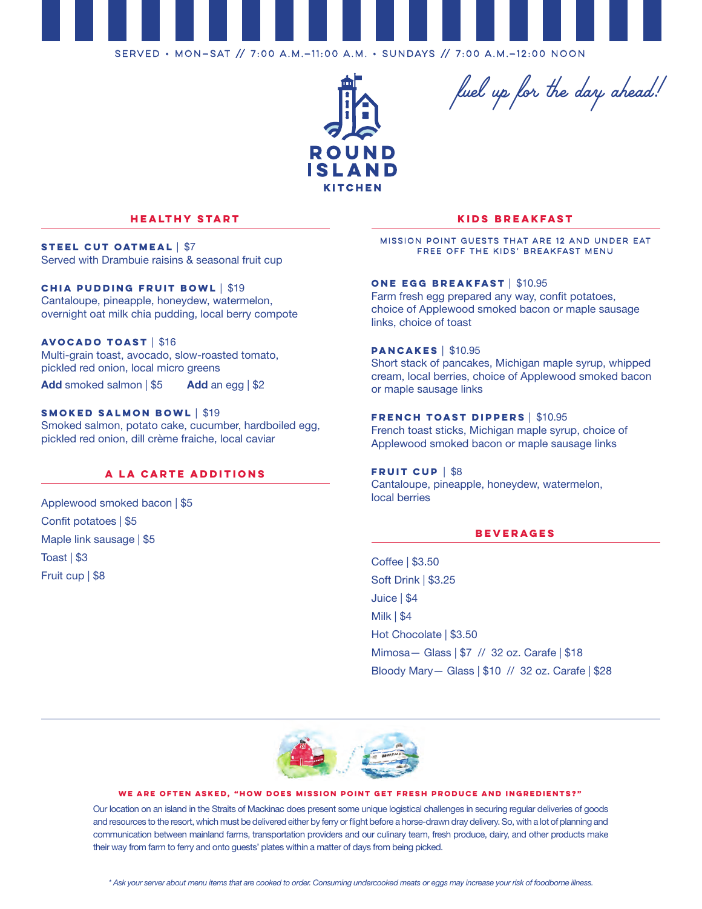SERVED • MON–SAT // 7:00 A.M.–11:00 A.M. • SUNDAYS // 7:00 A.M.–12:00 NOON

# ROUND ISLAND KITCHEN

*fuel up for the day ahead!*

## HEALTHY START

**STEEL CUT OATMEAL** | $7
Served with Drambuie raisins & seasonal fruit cup

**CHIA PUDDING FRUIT BOWL** | $19
Cantaloupe, pineapple, honeydew, watermelon, overnight oat milk chia pudding, local berry compote

**AVOCADO TOAST** | $16
Multi-grain toast, avocado, slow-roasted tomato, pickled red onion, local micro greens
**Add** smoked salmon | $5 **Add** an egg | $2

**SMOKED SALMON BOWL** | $19
Smoked salmon, potato cake, cucumber, hardboiled egg, pickled red onion, dill crème fraiche, local caviar

## A LA CARTE ADDITIONS

Applewood smoked bacon | $5
Confit potatoes | $5
Maple link sausage | $5
Toast | $3
Fruit cup | $8

## KIDS BREAKFAST

MISSION POINT GUESTS THAT ARE 12 AND UNDER EAT FREE OFF THE KIDS' BREAKFAST MENU

**ONE EGG BREAKFAST** | $10.95
Farm fresh egg prepared any way, confit potatoes, choice of Applewood smoked bacon or maple sausage links, choice of toast

**PANCAKES** | $10.95
Short stack of pancakes, Michigan maple syrup, whipped cream, local berries, choice of Applewood smoked bacon or maple sausage links

**FRENCH TOAST DIPPERS** | $10.95
French toast sticks, Michigan maple syrup, choice of Applewood smoked bacon or maple sausage links

**FRUIT CUP** | $8
Cantaloupe, pineapple, honeydew, watermelon, local berries

## BEVERAGES

Coffee | $3.50
Soft Drink | $3.25
Juice | $4
Milk | $4
Hot Chocolate | $3.50
Mimosa— Glass | $7 // 32 oz. Carafe | $18
Bloody Mary— Glass | $10 // 32 oz. Carafe | $28

### WE ARE OFTEN ASKED, "HOW DOES MISSION POINT GET FRESH PRODUCE AND INGREDIENTS?"

Our location on an island in the Straits of Mackinac does present some unique logistical challenges in securing regular deliveries of goods and resources to the resort, which must be delivered either by ferry or flight before a horse-drawn dray delivery. So, with a lot of planning and communication between mainland farms, transportation providers and our culinary team, fresh produce, dairy, and other products make their way from farm to ferry and onto guests' plates within a matter of days from being picked.

*\* Ask your server about menu items that are cooked to order. Consuming undercooked meats or eggs may increase your risk of foodborne illness.*